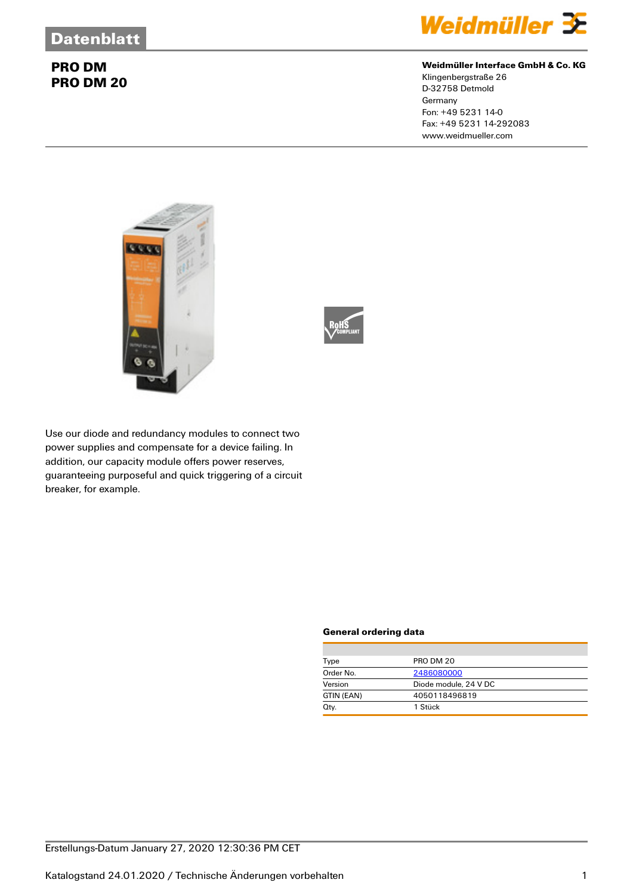# Datenblatt

## PRO DM
## PRO DM 20

**Weidmüller Interface GmbH & Co. KG**
Klingenbergstraße 26
D-32758 Detmold
Germany
Fon: +49 5231 14-0
Fax: +49 5231 14-292083
www.weidmueller.com

Use our diode and redundancy modules to connect two power supplies and compensate for a device failing. In addition, our capacity module offers power reserves, guaranteeing purposeful and quick triggering of a circuit breaker, for example.

### General ordering data

| | |
|---|---|
| Type | PRO DM 20 |
| Order No. | 2486080000 |
| Version | Diode module, 24 V DC |
| GTIN (EAN) | 4050118496819 |
| Qty. | 1 Stück |

Erstellungs-Datum January 27, 2020 12:30:36 PM CET

Katalogstand 24.01.2020 / Technische Änderungen vorbehalten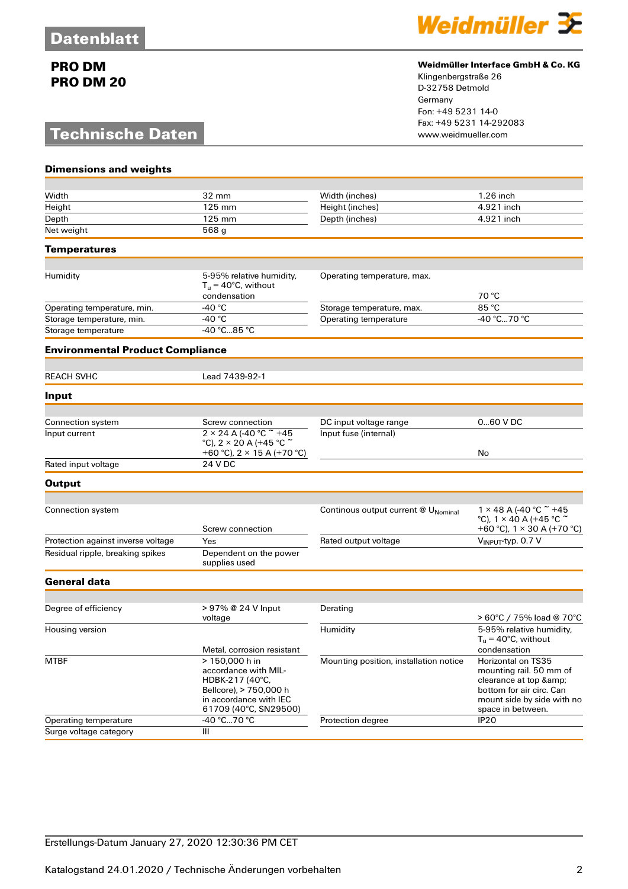# Datenblatt

**PRO DM**
**PRO DM 20**

## Technische Daten

**Weidmüller Interface GmbH & Co. KG**
Klingenbergstraße 26
D-32758 Detmold
Germany
Fon: +49 5231 14-0
Fax: +49 5231 14-292083
www.weidmueller.com

### Dimensions and weights

| | | | |
|---|---|---|---|
| Width | 32 mm | Width (inches) | 1.26 inch |
| Height | 125 mm | Height (inches) | 4.921 inch |
| Depth | 125 mm | Depth (inches) | 4.921 inch |
| Net weight | 568 g | | |

### Temperatures

| | | | |
|---|---|---|---|
| Humidity | 5-95% relative humidity, $T_u$ = 40°C, without condensation | Operating temperature, max. | 70 °C |
| Operating temperature, min. | -40 °C | Storage temperature, max. | 85 °C |
| Storage temperature, min. | -40 °C | Operating temperature | -40 °C...70 °C |
| Storage temperature | -40 °C...85 °C | | |

### Environmental Product Compliance

| | |
|---|---|
| REACH SVHC | Lead 7439-92-1 |

### Input

| | | | |
|---|---|---|---|
| Connection system | Screw connection | DC input voltage range | 0...60 V DC |
| Input current | 2 × 24 A (-40 °C ˜ +45 °C), 2 × 20 A (+45 °C ˜ +60 °C), 2 × 15 A (+70 °C) | Input fuse (internal) | No |
| Rated input voltage | 24 V DC | | |

### Output

| | | | |
|---|---|---|---|
| Connection system | Screw connection | Continous output current @ $U_{Nominal}$ | 1 × 48 A (-40 °C ˜ +45 °C), 1 × 40 A (+45 °C ˜ +60 °C), 1 × 30 A (+70 °C) |
| Protection against inverse voltage | Yes | Rated output voltage | $V_{INPUT}$-typ. 0.7 V |
| Residual ripple, breaking spikes | Dependent on the power supplies used | | |

### General data

| | | | |
|---|---|---|---|
| Degree of efficiency | > 97% @ 24 V Input voltage | Derating | > 60°C / 75% load @ 70°C |
| Housing version | Metal, corrosion resistant | Humidity | 5-95% relative humidity, $T_u$ = 40°C, without condensation |
| MTBF | > 150,000 h in accordance with MIL-HDBK-217 (40°C, Bellcore), > 750,000 h in accordance with IEC 61709 (40°C, SN29500) | Mounting position, installation notice | Horizontal on TS35 mounting rail. 50 mm of clearance at top &amp; bottom for air circ. Can mount side by side with no space in between. |
| Operating temperature | -40 °C...70 °C | Protection degree | IP20 |
| Surge voltage category | III | | |

Erstellungs-Datum January 27, 2020 12:30:36 PM CET

Katalogstand 24.01.2020 / Technische Änderungen vorbehalten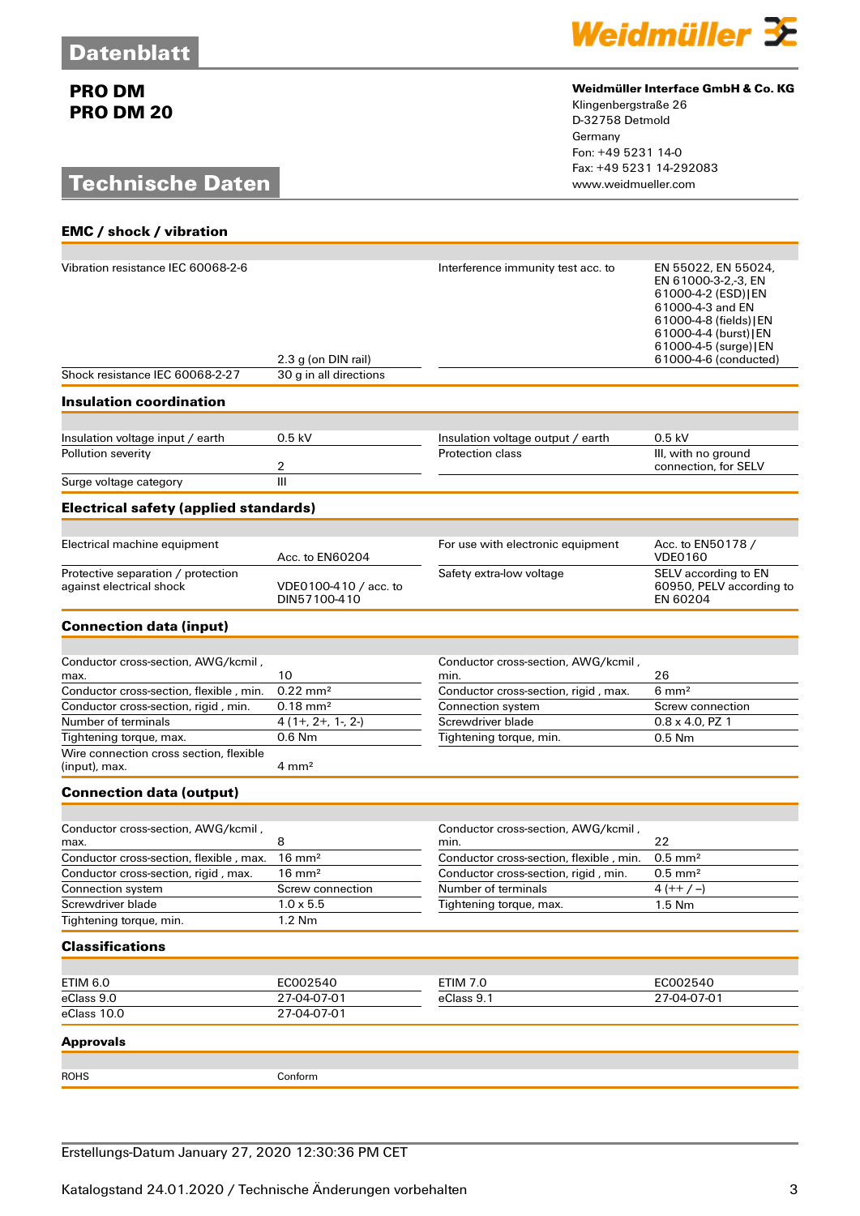# Datenblatt

**PRO DM**
**PRO DM 20**

**Weidmüller Interface GmbH & Co. KG**
Klingenbergstraße 26
D-32758 Detmold
Germany
Fon: +49 5231 14-0
Fax: +49 5231 14-292083
www.weidmueller.com

## Technische Daten

### EMC / shock / vibration

| | | | |
|---|---|---|---|
| Vibration resistance IEC 60068-2-6 | 2.3 g (on DIN rail) | Interference immunity test acc. to | EN 55022, EN 55024, EN 61000-3-2,-3, EN 61000-4-2 (ESD)\|EN 61000-4-3 and EN 61000-4-8 (fields)\|EN 61000-4-4 (burst)\|EN 61000-4-5 (surge)\|EN 61000-4-6 (conducted) |
| Shock resistance IEC 60068-2-27 | 30 g in all directions | | |

### Insulation coordination

| | | | |
|---|---|---|---|
| Insulation voltage input / earth | 0.5 kV | Insulation voltage output / earth | 0.5 kV |
| Pollution severity | 2 | Protection class | III, with no ground connection, for SELV |
| Surge voltage category | III | | |

### Electrical safety (applied standards)

| | | | |
|---|---|---|---|
| Electrical machine equipment | Acc. to EN60204 | For use with electronic equipment | Acc. to EN50178 / VDE0160 |
| Protective separation / protection against electrical shock | VDE0100-410 / acc. to DIN57100-410 | Safety extra-low voltage | SELV according to EN 60950, PELV according to EN 60204 |

### Connection data (input)

| | | | |
|---|---|---|---|
| Conductor cross-section, AWG/kcmil , max. | 10 | Conductor cross-section, AWG/kcmil , min. | 26 |
| Conductor cross-section, flexible , min. | 0.22 mm² | Conductor cross-section, rigid , max. | 6 mm² |
| Conductor cross-section, rigid , min. | 0.18 mm² | Connection system | Screw connection |
| Number of terminals | 4 (1+, 2+, 1-, 2-) | Screwdriver blade | 0.8 x 4.0, PZ 1 |
| Tightening torque, max. | 0.6 Nm | Tightening torque, min. | 0.5 Nm |
| Wire connection cross section, flexible (input), max. | 4 mm² | | |

### Connection data (output)

| | | | |
|---|---|---|---|
| Conductor cross-section, AWG/kcmil , max. | 8 | Conductor cross-section, AWG/kcmil , min. | 22 |
| Conductor cross-section, flexible , max. | 16 mm² | Conductor cross-section, flexible , min. | 0.5 mm² |
| Conductor cross-section, rigid , max. | 16 mm² | Conductor cross-section, rigid , min. | 0.5 mm² |
| Connection system | Screw connection | Number of terminals | 4 (++ / −) |
| Screwdriver blade | 1.0 x 5.5 | Tightening torque, max. | 1.5 Nm |
| Tightening torque, min. | 1.2 Nm | | |

### Classifications

| | | | |
|---|---|---|---|
| ETIM 6.0 | EC002540 | ETIM 7.0 | EC002540 |
| eClass 9.0 | 27-04-07-01 | eClass 9.1 | 27-04-07-01 |
| eClass 10.0 | 27-04-07-01 | | |

### Approvals

| | |
|---|---|
| ROHS | Conform |

Erstellungs-Datum January 27, 2020 12:30:36 PM CET

Katalogstand 24.01.2020 / Technische Änderungen vorbehalten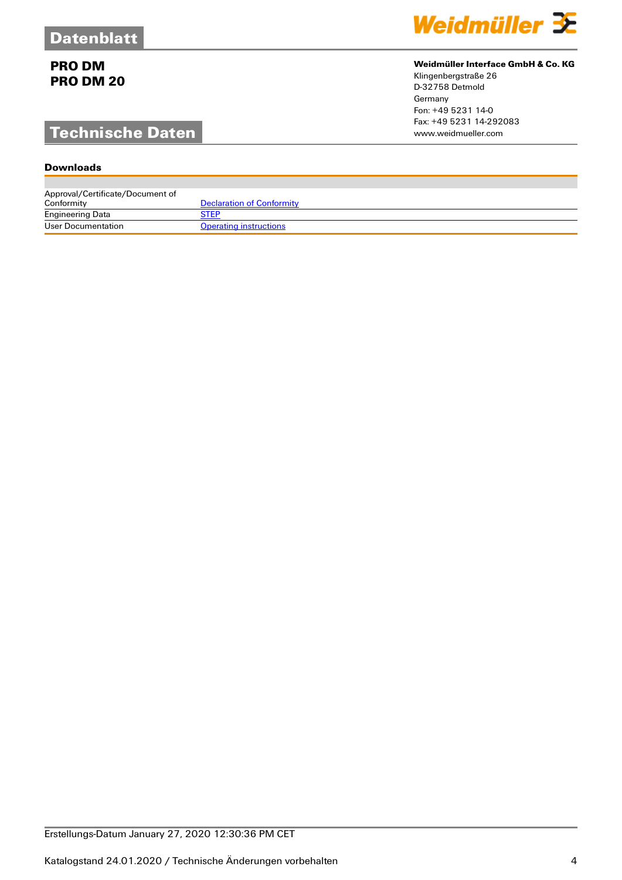# Datenblatt

**PRO DM**
**PRO DM 20**

## Technische Daten

**Weidmüller Interface GmbH & Co. KG**
Klingenbergstraße 26
D-32758 Detmold
Germany
Fon: +49 5231 14-0
Fax: +49 5231 14-292083
www.weidmueller.com

### Downloads

| | |
|---|---|
| Approval/Certificate/Document of Conformity | Declaration of Conformity |
| Engineering Data | STEP |
| User Documentation | Operating instructions |

Erstellungs-Datum January 27, 2020 12:30:36 PM CET

Katalogstand 24.01.2020 / Technische Änderungen vorbehalten